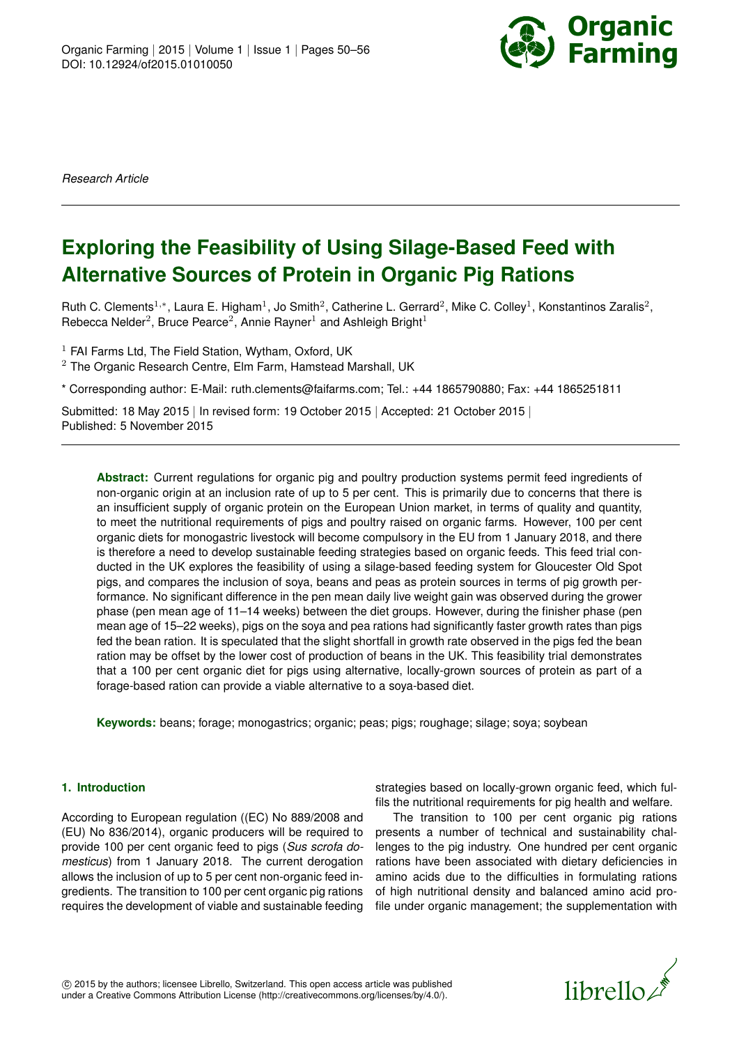*Research Article*

# Exploring the Feasibility of Using Silage-Based Feed with Alternative Sources of Protein in Organic Pig Rations

Ruth C. Clements[1,*], Laura E. Higham[1], Jo Smith[2], Catherine L. Gerrard[2], Mike C. Colley[1], Konstantinos Zaralis[2], Rebecca Nelder[2], Bruce Pearce[2], Annie Rayner[1] and Ashleigh Bright[1]

[1] FAI Farms Ltd, The Field Station, Wytham, Oxford, UK

[2] The Organic Research Centre, Elm Farm, Hamstead Marshall, UK

* Corresponding author: E-Mail: ruth.clements@faifarms.com; Tel.: +44 1865790880; Fax: +44 1865251811

Submitted: 18 May 2015 | In revised form: 19 October 2015 | Accepted: 21 October 2015 | Published: 5 November 2015

**Abstract:** Current regulations for organic pig and poultry production systems permit feed ingredients of non-organic origin at an inclusion rate of up to 5 per cent. This is primarily due to concerns that there is an insufficient supply of organic protein on the European Union market, in terms of quality and quantity, to meet the nutritional requirements of pigs and poultry raised on organic farms. However, 100 per cent organic diets for monogastric livestock will become compulsory in the EU from 1 January 2018, and there is therefore a need to develop sustainable feeding strategies based on organic feeds. This feed trial conducted in the UK explores the feasibility of using a silage-based feeding system for Gloucester Old Spot pigs, and compares the inclusion of soya, beans and peas as protein sources in terms of pig growth performance. No significant difference in the pen mean daily live weight gain was observed during the grower phase (pen mean age of 11–14 weeks) between the diet groups. However, during the finisher phase (pen mean age of 15–22 weeks), pigs on the soya and pea rations had significantly faster growth rates than pigs fed the bean ration. It is speculated that the slight shortfall in growth rate observed in the pigs fed the bean ration may be offset by the lower cost of production of beans in the UK. This feasibility trial demonstrates that a 100 per cent organic diet for pigs using alternative, locally-grown sources of protein as part of a forage-based ration can provide a viable alternative to a soya-based diet.

**Keywords:** beans; forage; monogastrics; organic; peas; pigs; roughage; silage; soya; soybean

## 1. Introduction

According to European regulation ((EC) No 889/2008 and (EU) No 836/2014), organic producers will be required to provide 100 per cent organic feed to pigs (*Sus scrofa domesticus*) from 1 January 2018. The current derogation allows the inclusion of up to 5 per cent non-organic feed ingredients. The transition to 100 per cent organic pig rations requires the development of viable and sustainable feeding strategies based on locally-grown organic feed, which fulfils the nutritional requirements for pig health and welfare.

The transition to 100 per cent organic pig rations presents a number of technical and sustainability challenges to the pig industry. One hundred per cent organic rations have been associated with dietary deficiencies in amino acids due to the difficulties in formulating rations of high nutritional density and balanced amino acid profile under organic management; the supplementation with

© 2015 by the authors; licensee Librello, Switzerland. This open access article was published under a Creative Commons Attribution License (http://creativecommons.org/licenses/by/4.0/).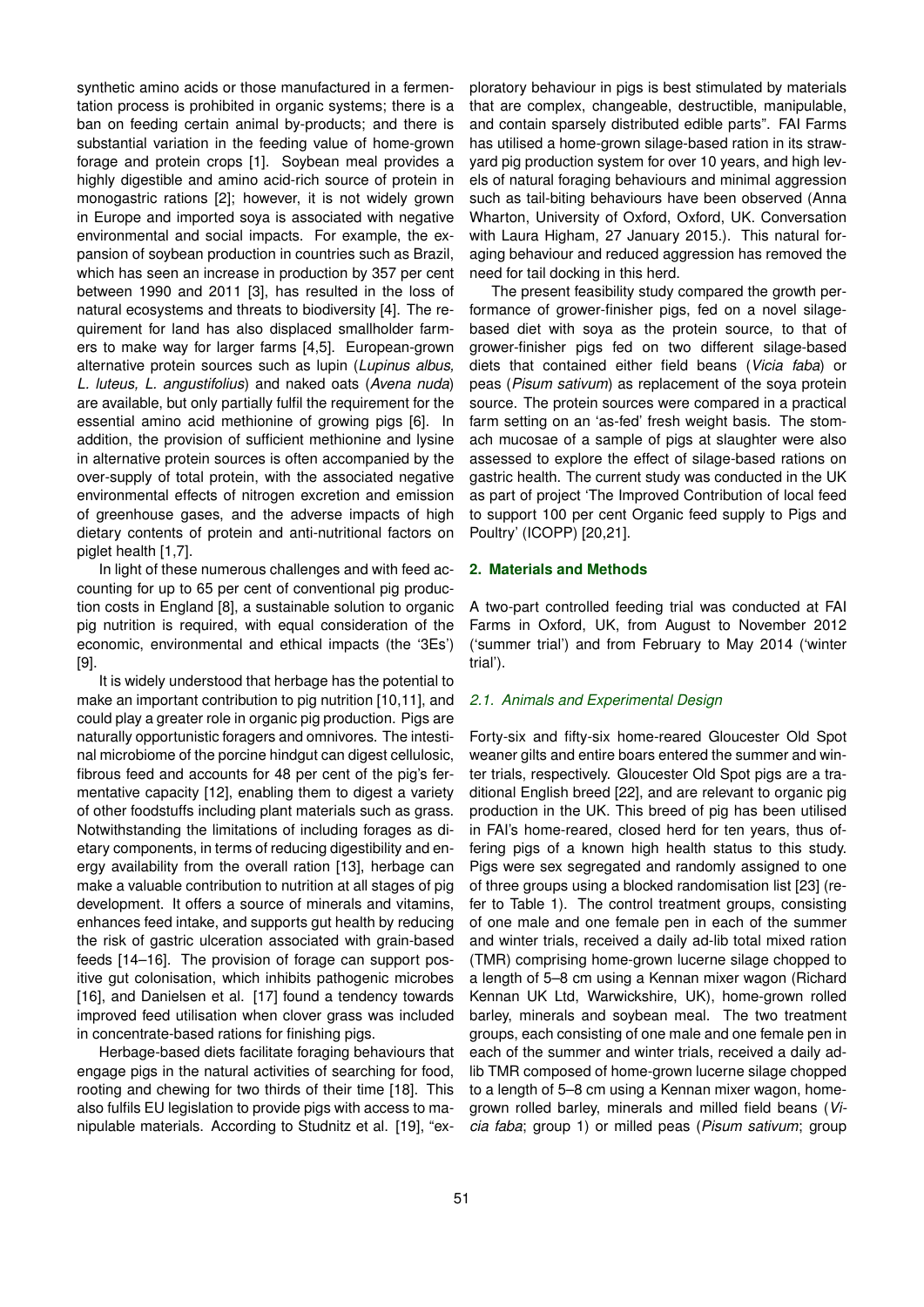synthetic amino acids or those manufactured in a fermentation process is prohibited in organic systems; there is a ban on feeding certain animal by-products; and there is substantial variation in the feeding value of home-grown forage and protein crops [1]. Soybean meal provides a highly digestible and amino acid-rich source of protein in monogastric rations [2]; however, it is not widely grown in Europe and imported soya is associated with negative environmental and social impacts. For example, the expansion of soybean production in countries such as Brazil, which has seen an increase in production by 357 per cent between 1990 and 2011 [3], has resulted in the loss of natural ecosystems and threats to biodiversity [4]. The requirement for land has also displaced smallholder farmers to make way for larger farms [4,5]. European-grown alternative protein sources such as lupin (*Lupinus albus, L. luteus, L. angustifolius*) and naked oats (*Avena nuda*) are available, but only partially fulfil the requirement for the essential amino acid methionine of growing pigs [6]. In addition, the provision of sufficient methionine and lysine in alternative protein sources is often accompanied by the over-supply of total protein, with the associated negative environmental effects of nitrogen excretion and emission of greenhouse gases, and the adverse impacts of high dietary contents of protein and anti-nutritional factors on piglet health [1,7].

In light of these numerous challenges and with feed accounting for up to 65 per cent of conventional pig production costs in England [8], a sustainable solution to organic pig nutrition is required, with equal consideration of the economic, environmental and ethical impacts (the '3Es') [9].

It is widely understood that herbage has the potential to make an important contribution to pig nutrition [10,11], and could play a greater role in organic pig production. Pigs are naturally opportunistic foragers and omnivores. The intestinal microbiome of the porcine hindgut can digest cellulosic, fibrous feed and accounts for 48 per cent of the pig's fermentative capacity [12], enabling them to digest a variety of other foodstuffs including plant materials such as grass. Notwithstanding the limitations of including forages as dietary components, in terms of reducing digestibility and energy availability from the overall ration [13], herbage can make a valuable contribution to nutrition at all stages of pig development. It offers a source of minerals and vitamins, enhances feed intake, and supports gut health by reducing the risk of gastric ulceration associated with grain-based feeds [14–16]. The provision of forage can support positive gut colonisation, which inhibits pathogenic microbes [16], and Danielsen et al. [17] found a tendency towards improved feed utilisation when clover grass was included in concentrate-based rations for finishing pigs.

Herbage-based diets facilitate foraging behaviours that engage pigs in the natural activities of searching for food, rooting and chewing for two thirds of their time [18]. This also fulfils EU legislation to provide pigs with access to manipulable materials. According to Studnitz et al. [19], "exploratory behaviour in pigs is best stimulated by materials that are complex, changeable, destructible, manipulable, and contain sparsely distributed edible parts". FAI Farms has utilised a home-grown silage-based ration in its straw-yard pig production system for over 10 years, and high levels of natural foraging behaviours and minimal aggression such as tail-biting behaviours have been observed (Anna Wharton, University of Oxford, Oxford, UK. Conversation with Laura Higham, 27 January 2015.). This natural foraging behaviour and reduced aggression has removed the need for tail docking in this herd.

The present feasibility study compared the growth performance of grower-finisher pigs, fed on a novel silage-based diet with soya as the protein source, to that of grower-finisher pigs fed on two different silage-based diets that contained either field beans (*Vicia faba*) or peas (*Pisum sativum*) as replacement of the soya protein source. The protein sources were compared in a practical farm setting on an 'as-fed' fresh weight basis. The stomach mucosae of a sample of pigs at slaughter were also assessed to explore the effect of silage-based rations on gastric health. The current study was conducted in the UK as part of project 'The Improved Contribution of local feed to support 100 per cent Organic feed supply to Pigs and Poultry' (ICOPP) [20,21].

## 2. Materials and Methods

A two-part controlled feeding trial was conducted at FAI Farms in Oxford, UK, from August to November 2012 ('summer trial') and from February to May 2014 ('winter trial').

### *2.1. Animals and Experimental Design*

Forty-six and fifty-six home-reared Gloucester Old Spot weaner gilts and entire boars entered the summer and winter trials, respectively. Gloucester Old Spot pigs are a traditional English breed [22], and are relevant to organic pig production in the UK. This breed of pig has been utilised in FAI's home-reared, closed herd for ten years, thus offering pigs of a known high health status to this study. Pigs were sex segregated and randomly assigned to one of three groups using a blocked randomisation list [23] (refer to Table 1). The control treatment groups, consisting of one male and one female pen in each of the summer and winter trials, received a daily ad-lib total mixed ration (TMR) comprising home-grown lucerne silage chopped to a length of 5–8 cm using a Kennan mixer wagon (Richard Kennan UK Ltd, Warwickshire, UK), home-grown rolled barley, minerals and soybean meal. The two treatment groups, each consisting of one male and one female pen in each of the summer and winter trials, received a daily ad-lib TMR composed of home-grown lucerne silage chopped to a length of 5–8 cm using a Kennan mixer wagon, home-grown rolled barley, minerals and milled field beans (*Vicia faba*; group 1) or milled peas (*Pisum sativum*; group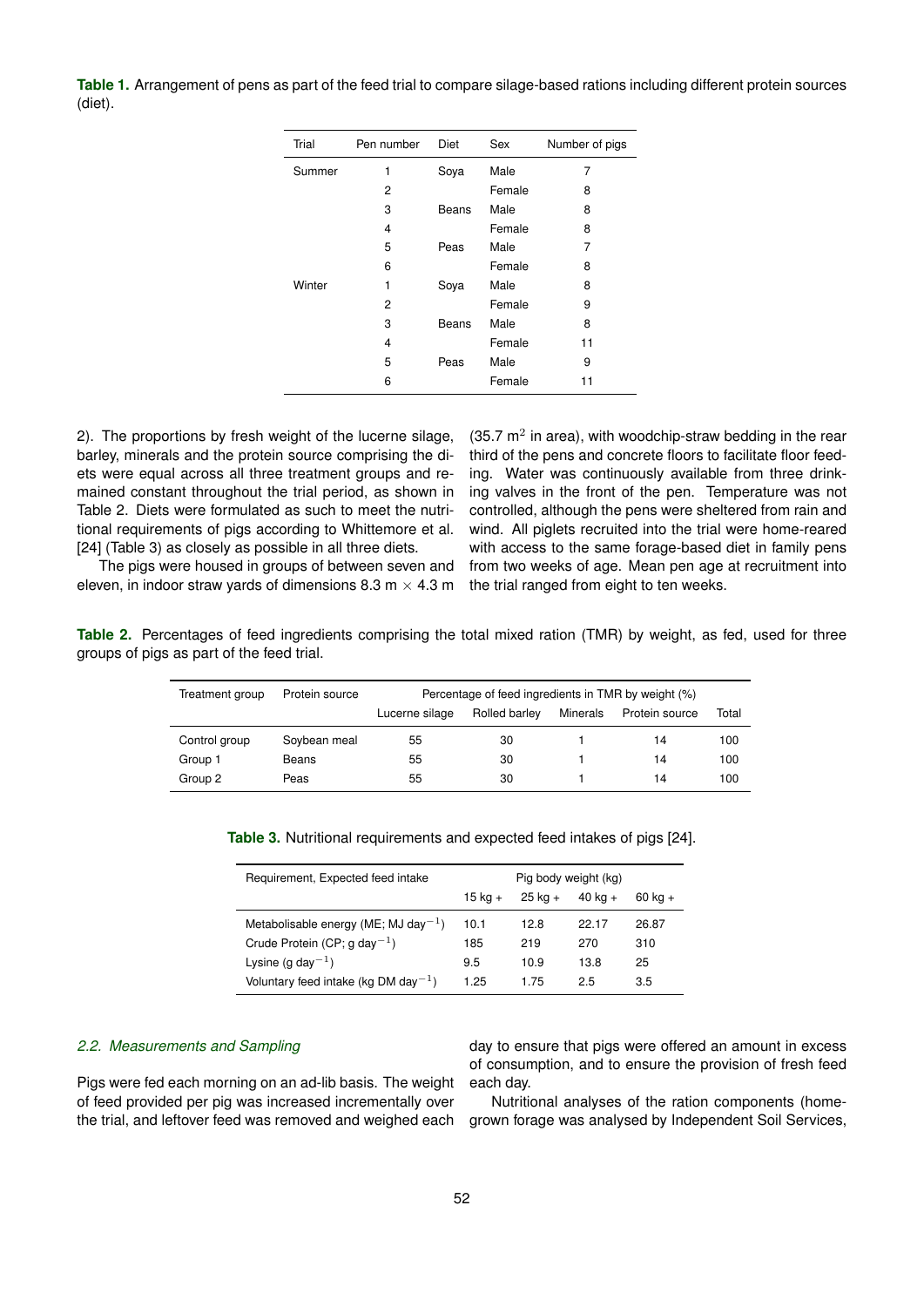**Table 1.** Arrangement of pens as part of the feed trial to compare silage-based rations including different protein sources (diet).

| Trial | Pen number | Diet | Sex | Number of pigs |
|---|---|---|---|---|
| Summer | 1 | Soya | Male | 7 |
| | 2 | | Female | 8 |
| | 3 | Beans | Male | 8 |
| | 4 | | Female | 8 |
| | 5 | Peas | Male | 7 |
| | 6 | | Female | 8 |
| Winter | 1 | Soya | Male | 8 |
| | 2 | | Female | 9 |
| | 3 | Beans | Male | 8 |
| | 4 | | Female | 11 |
| | 5 | Peas | Male | 9 |
| | 6 | | Female | 11 |

2). The proportions by fresh weight of the lucerne silage, barley, minerals and the protein source comprising the diets were equal across all three treatment groups and remained constant throughout the trial period, as shown in Table 2. Diets were formulated as such to meet the nutritional requirements of pigs according to Whittemore et al. [24] (Table 3) as closely as possible in all three diets.

The pigs were housed in groups of between seven and eleven, in indoor straw yards of dimensions 8.3 m × 4.3 m (35.7 $m^2$ in area), with woodchip-straw bedding in the rear third of the pens and concrete floors to facilitate floor feeding. Water was continuously available from three drinking valves in the front of the pen. Temperature was not controlled, although the pens were sheltered from rain and wind. All piglets recruited into the trial were home-reared with access to the same forage-based diet in family pens from two weeks of age. Mean pen age at recruitment into the trial ranged from eight to ten weeks.

**Table 2.** Percentages of feed ingredients comprising the total mixed ration (TMR) by weight, as fed, used for three groups of pigs as part of the feed trial.

| Treatment group | Protein source | Percentage of feed ingredients in TMR by weight (%) | | | | |
|---|---|---|---|---|---|---|
| | | Lucerne silage | Rolled barley | Minerals | Protein source | Total |
| Control group | Soybean meal | 55 | 30 | 1 | 14 | 100 |
| Group 1 | Beans | 55 | 30 | 1 | 14 | 100 |
| Group 2 | Peas | 55 | 30 | 1 | 14 | 100 |

**Table 3.** Nutritional requirements and expected feed intakes of pigs [24].

| Requirement, Expected feed intake | Pig body weight (kg) | | | |
|---|---|---|---|---|
| | 15 kg + | 25 kg + | 40 kg + | 60 kg + |
| Metabolisable energy (ME; MJ $day^{-1}$) | 10.1 | 12.8 | 22.17 | 26.87 |
| Crude Protein (CP; g $day^{-1}$) | 185 | 219 | 270 | 310 |
| Lysine (g $day^{-1}$) | 9.5 | 10.9 | 13.8 | 25 |
| Voluntary feed intake (kg DM $day^{-1}$) | 1.25 | 1.75 | 2.5 | 3.5 |

### 2.2. Measurements and Sampling

Pigs were fed each morning on an ad-lib basis. The weight of feed provided per pig was increased incrementally over the trial, and leftover feed was removed and weighed each day to ensure that pigs were offered an amount in excess of consumption, and to ensure the provision of fresh feed each day.

Nutritional analyses of the ration components (home-grown forage was analysed by Independent Soil Services,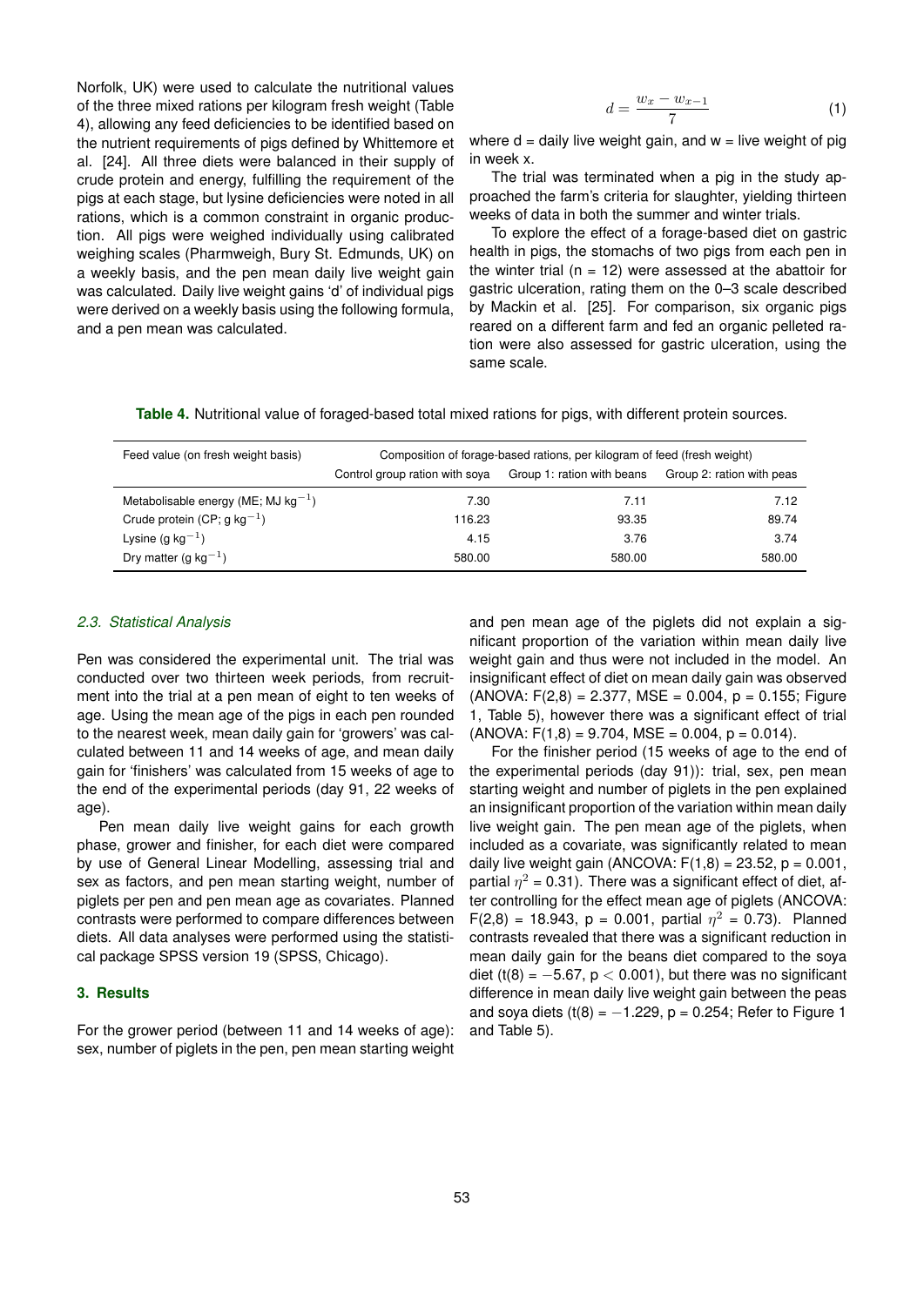Norfolk, UK) were used to calculate the nutritional values of the three mixed rations per kilogram fresh weight (Table 4), allowing any feed deficiencies to be identified based on the nutrient requirements of pigs defined by Whittemore et al. [24]. All three diets were balanced in their supply of crude protein and energy, fulfilling the requirement of the pigs at each stage, but lysine deficiencies were noted in all rations, which is a common constraint in organic production. All pigs were weighed individually using calibrated weighing scales (Pharmweigh, Bury St. Edmunds, UK) on a weekly basis, and the pen mean daily live weight gain was calculated. Daily live weight gains 'd' of individual pigs were derived on a weekly basis using the following formula, and a pen mean was calculated.

$$d = \frac{w_x - w_{x-1}}{7} \tag{1}$$

where d = daily live weight gain, and w = live weight of pig in week x.

The trial was terminated when a pig in the study approached the farm's criteria for slaughter, yielding thirteen weeks of data in both the summer and winter trials.

To explore the effect of a forage-based diet on gastric health in pigs, the stomachs of two pigs from each pen in the winter trial ($n = 12$) were assessed at the abattoir for gastric ulceration, rating them on the 0–3 scale described by Mackin et al. [25]. For comparison, six organic pigs reared on a different farm and fed an organic pelleted ration were also assessed for gastric ulceration, using the same scale.

**Table 4.** Nutritional value of foraged-based total mixed rations for pigs, with different protein sources.

| Feed value (on fresh weight basis) | Composition of forage-based rations, per kilogram of feed (fresh weight) | | |
|---|---|---|---|
| | Control group ration with soya | Group 1: ration with beans | Group 2: ration with peas |
| Metabolisable energy (ME; MJ kg$^{-1}$) | 7.30 | 7.11 | 7.12 |
| Crude protein (CP; g kg$^{-1}$) | 116.23 | 93.35 | 89.74 |
| Lysine (g kg$^{-1}$) | 4.15 | 3.76 | 3.74 |
| Dry matter (g kg$^{-1}$) | 580.00 | 580.00 | 580.00 |

### *2.3. Statistical Analysis*

Pen was considered the experimental unit. The trial was conducted over two thirteen week periods, from recruitment into the trial at a pen mean of eight to ten weeks of age. Using the mean age of the pigs in each pen rounded to the nearest week, mean daily gain for 'growers' was calculated between 11 and 14 weeks of age, and mean daily gain for 'finishers' was calculated from 15 weeks of age to the end of the experimental periods (day 91, 22 weeks of age).

Pen mean daily live weight gains for each growth phase, grower and finisher, for each diet were compared by use of General Linear Modelling, assessing trial and sex as factors, and pen mean starting weight, number of piglets per pen and pen mean age as covariates. Planned contrasts were performed to compare differences between diets. All data analyses were performed using the statistical package SPSS version 19 (SPSS, Chicago).

## **3. Results**

For the grower period (between 11 and 14 weeks of age): sex, number of piglets in the pen, pen mean starting weight and pen mean age of the piglets did not explain a significant proportion of the variation within mean daily live weight gain and thus were not included in the model. An insignificant effect of diet on mean daily gain was observed (ANOVA: $F(2,8) = 2.377$, MSE = 0.004, $p = 0.155$; Figure 1, Table 5), however there was a significant effect of trial (ANOVA: $F(1,8) = 9.704$, MSE = 0.004, $p = 0.014$).

For the finisher period (15 weeks of age to the end of the experimental periods (day 91)): trial, sex, pen mean starting weight and number of piglets in the pen explained an insignificant proportion of the variation within mean daily live weight gain. The pen mean age of the piglets, when included as a covariate, was significantly related to mean daily live weight gain (ANCOVA: $F(1,8) = 23.52$, $p = 0.001$, partial $\eta^2 = 0.31$). There was a significant effect of diet, after controlling for the effect mean age of piglets (ANCOVA: $F(2,8) = 18.943$, $p = 0.001$, partial $\eta^2 = 0.73$). Planned contrasts revealed that there was a significant reduction in mean daily gain for the beans diet compared to the soya diet ($t(8) = -5.67$, $p < 0.001$), but there was no significant difference in mean daily live weight gain between the peas and soya diets ($t(8) = -1.229$, $p = 0.254$; Refer to Figure 1 and Table 5).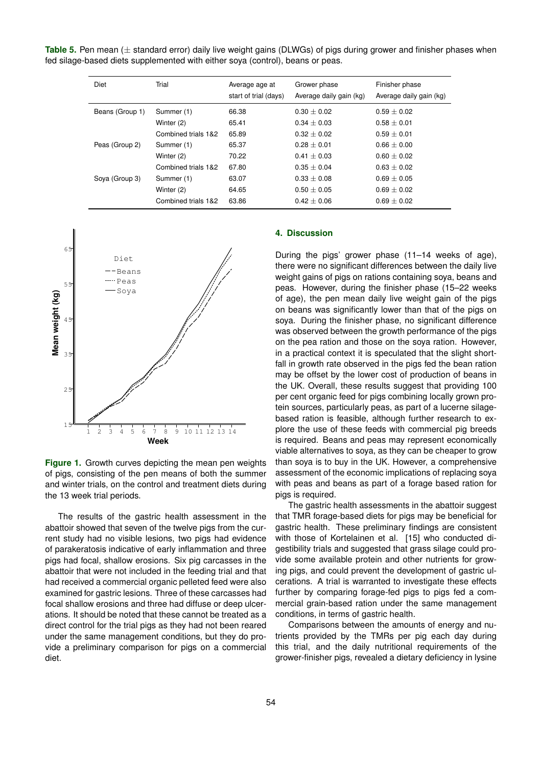**Table 5.** Pen mean (± standard error) daily live weight gains (DLWGs) of pigs during grower and finisher phases when fed silage-based diets supplemented with either soya (control), beans or peas.

| Diet | Trial | Average age at start of trial (days) | Grower phase Average daily gain (kg) | Finisher phase Average daily gain (kg) |
|---|---|---|---|---|
| Beans (Group 1) | Summer (1) | 66.38 | 0.30 ± 0.02 | 0.59 ± 0.02 |
| | Winter (2) | 65.41 | 0.34 ± 0.03 | 0.58 ± 0.01 |
| | Combined trials 1&2 | 65.89 | 0.32 ± 0.02 | 0.59 ± 0.01 |
| Peas (Group 2) | Summer (1) | 65.37 | 0.28 ± 0.01 | 0.66 ± 0.00 |
| | Winter (2) | 70.22 | 0.41 ± 0.03 | 0.60 ± 0.02 |
| | Combined trials 1&2 | 67.80 | 0.35 ± 0.04 | 0.63 ± 0.02 |
| Soya (Group 3) | Summer (1) | 63.07 | 0.33 ± 0.08 | 0.69 ± 0.05 |
| | Winter (2) | 64.65 | 0.50 ± 0.05 | 0.69 ± 0.02 |
| | Combined trials 1&2 | 63.86 | 0.42 ± 0.06 | 0.69 ± 0.02 |

**Figure 1.** Growth curves depicting the mean pen weights of pigs, consisting of the pen means of both the summer and winter trials, on the control and treatment diets during the 13 week trial periods.

The results of the gastric health assessment in the abattoir showed that seven of the twelve pigs from the current study had no visible lesions, two pigs had evidence of parakeratosis indicative of early inflammation and three pigs had focal, shallow erosions. Six pig carcasses in the abattoir that were not included in the feeding trial and that had received a commercial organic pelleted feed were also examined for gastric lesions. Three of these carcasses had focal shallow erosions and three had diffuse or deep ulcerations. It should be noted that these cannot be treated as a direct control for the trial pigs as they had not been reared under the same management conditions, but they do provide a preliminary comparison for pigs on a commercial diet.

## 4. Discussion

During the pigs' grower phase (11–14 weeks of age), there were no significant differences between the daily live weight gains of pigs on rations containing soya, beans and peas. However, during the finisher phase (15–22 weeks of age), the pen mean daily live weight gain of the pigs on beans was significantly lower than that of the pigs on soya. During the finisher phase, no significant difference was observed between the growth performance of the pigs on the pea ration and those on the soya ration. However, in a practical context it is speculated that the slight shortfall in growth rate observed in the pigs fed the bean ration may be offset by the lower cost of production of beans in the UK. Overall, these results suggest that providing 100 per cent organic feed for pigs combining locally grown protein sources, particularly peas, as part of a lucerne silage-based ration is feasible, although further research to explore the use of these feeds with commercial pig breeds is required. Beans and peas may represent economically viable alternatives to soya, as they can be cheaper to grow than soya is to buy in the UK. However, a comprehensive assessment of the economic implications of replacing soya with peas and beans as part of a forage based ration for pigs is required.

The gastric health assessments in the abattoir suggest that TMR forage-based diets for pigs may be beneficial for gastric health. These preliminary findings are consistent with those of Kortelainen et al. [15] who conducted digestibility trials and suggested that grass silage could provide some available protein and other nutrients for growing pigs, and could prevent the development of gastric ulcerations. A trial is warranted to investigate these effects further by comparing forage-fed pigs to pigs fed a commercial grain-based ration under the same management conditions, in terms of gastric health.

Comparisons between the amounts of energy and nutrients provided by the TMRs per pig each day during this trial, and the daily nutritional requirements of the grower-finisher pigs, revealed a dietary deficiency in lysine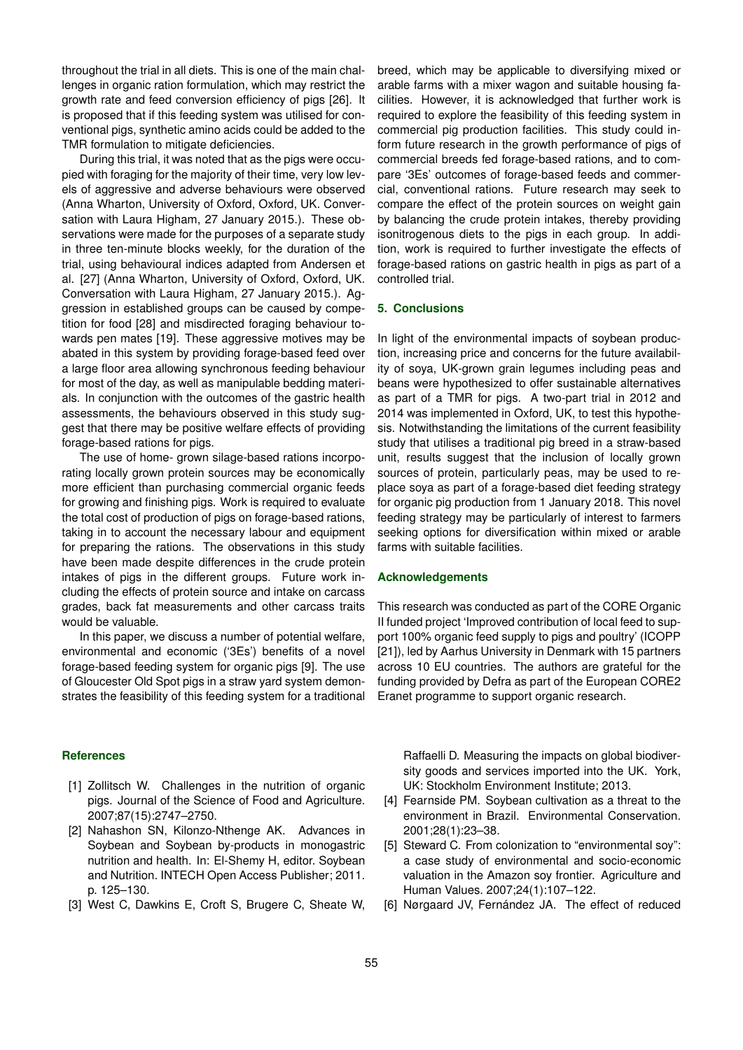throughout the trial in all diets. This is one of the main challenges in organic ration formulation, which may restrict the growth rate and feed conversion efficiency of pigs [26]. It is proposed that if this feeding system was utilised for conventional pigs, synthetic amino acids could be added to the TMR formulation to mitigate deficiencies.

During this trial, it was noted that as the pigs were occupied with foraging for the majority of their time, very low levels of aggressive and adverse behaviours were observed (Anna Wharton, University of Oxford, Oxford, UK. Conversation with Laura Higham, 27 January 2015.). These observations were made for the purposes of a separate study in three ten-minute blocks weekly, for the duration of the trial, using behavioural indices adapted from Andersen et al. [27] (Anna Wharton, University of Oxford, Oxford, UK. Conversation with Laura Higham, 27 January 2015.). Aggression in established groups can be caused by competition for food [28] and misdirected foraging behaviour towards pen mates [19]. These aggressive motives may be abated in this system by providing forage-based feed over a large floor area allowing synchronous feeding behaviour for most of the day, as well as manipulable bedding materials. In conjunction with the outcomes of the gastric health assessments, the behaviours observed in this study suggest that there may be positive welfare effects of providing forage-based rations for pigs.

The use of home- grown silage-based rations incorporating locally grown protein sources may be economically more efficient than purchasing commercial organic feeds for growing and finishing pigs. Work is required to evaluate the total cost of production of pigs on forage-based rations, taking in to account the necessary labour and equipment for preparing the rations. The observations in this study have been made despite differences in the crude protein intakes of pigs in the different groups. Future work including the effects of protein source and intake on carcass grades, back fat measurements and other carcass traits would be valuable.

In this paper, we discuss a number of potential welfare, environmental and economic ('3Es') benefits of a novel forage-based feeding system for organic pigs [9]. The use of Gloucester Old Spot pigs in a straw yard system demonstrates the feasibility of this feeding system for a traditional breed, which may be applicable to diversifying mixed or arable farms with a mixer wagon and suitable housing facilities. However, it is acknowledged that further work is required to explore the feasibility of this feeding system in commercial pig production facilities. This study could inform future research in the growth performance of pigs of commercial breeds fed forage-based rations, and to compare '3Es' outcomes of forage-based feeds and commercial, conventional rations. Future research may seek to compare the effect of the protein sources on weight gain by balancing the crude protein intakes, thereby providing isonitrogenous diets to the pigs in each group. In addition, work is required to further investigate the effects of forage-based rations on gastric health in pigs as part of a controlled trial.

## 5. Conclusions

In light of the environmental impacts of soybean production, increasing price and concerns for the future availability of soya, UK-grown grain legumes including peas and beans were hypothesized to offer sustainable alternatives as part of a TMR for pigs. A two-part trial in 2012 and 2014 was implemented in Oxford, UK, to test this hypothesis. Notwithstanding the limitations of the current feasibility study that utilises a traditional pig breed in a straw-based unit, results suggest that the inclusion of locally grown sources of protein, particularly peas, may be used to replace soya as part of a forage-based diet feeding strategy for organic pig production from 1 January 2018. This novel feeding strategy may be particularly of interest to farmers seeking options for diversification within mixed or arable farms with suitable facilities.

## Acknowledgements

This research was conducted as part of the CORE Organic II funded project 'Improved contribution of local feed to support 100% organic feed supply to pigs and poultry' (ICOPP [21]), led by Aarhus University in Denmark with 15 partners across 10 EU countries. The authors are grateful for the funding provided by Defra as part of the European CORE2 Eranet programme to support organic research.

## References

[1] Zollitsch W. Challenges in the nutrition of organic pigs. Journal of the Science of Food and Agriculture. 2007;87(15):2747–2750.

[2] Nahashon SN, Kilonzo-Nthenge AK. Advances in Soybean and Soybean by-products in monogastric nutrition and health. In: El-Shemy H, editor. Soybean and Nutrition. INTECH Open Access Publisher; 2011. p. 125–130.

[3] West C, Dawkins E, Croft S, Brugere C, Sheate W, Raffaelli D. Measuring the impacts on global biodiversity goods and services imported into the UK. York, UK: Stockholm Environment Institute; 2013.

[4] Fearnside PM. Soybean cultivation as a threat to the environment in Brazil. Environmental Conservation. 2001;28(1):23–38.

[5] Steward C. From colonization to "environmental soy": a case study of environmental and socio-economic valuation in the Amazon soy frontier. Agriculture and Human Values. 2007;24(1):107–122.

[6] Nørgaard JV, Fernández JA. The effect of reduced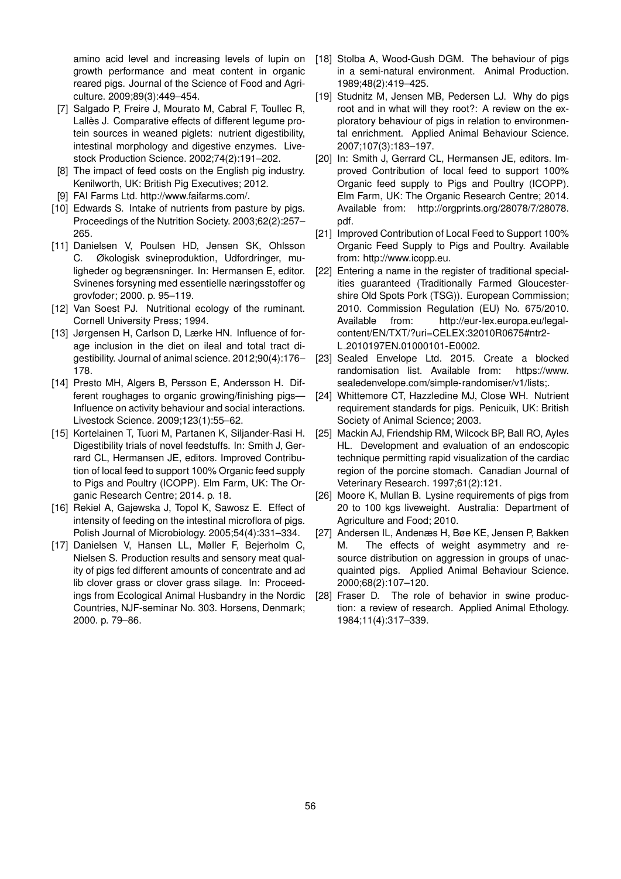amino acid level and increasing levels of lupin on growth performance and meat content in organic reared pigs. Journal of the Science of Food and Agriculture. 2009;89(3):449–454.

[7] Salgado P, Freire J, Mourato M, Cabral F, Toullec R, Lallès J. Comparative effects of different legume protein sources in weaned piglets: nutrient digestibility, intestinal morphology and digestive enzymes. Livestock Production Science. 2002;74(2):191–202.

[8] The impact of feed costs on the English pig industry. Kenilworth, UK: British Pig Executives; 2012.

[9] FAI Farms Ltd. http://www.faifarms.com/.

[10] Edwards S. Intake of nutrients from pasture by pigs. Proceedings of the Nutrition Society. 2003;62(2):257–265.

[11] Danielsen V, Poulsen HD, Jensen SK, Ohlsson C. Økologisk svineproduktion, Udfordringer, muligheder og begrænsninger. In: Hermansen E, editor. Svinenes forsyning med essentielle næringsstoffer og grovfoder; 2000. p. 95–119.

[12] Van Soest PJ. Nutritional ecology of the ruminant. Cornell University Press; 1994.

[13] Jørgensen H, Carlson D, Lærke HN. Influence of forage inclusion in the diet on ileal and total tract digestibility. Journal of animal science. 2012;90(4):176–178.

[14] Presto MH, Algers B, Persson E, Andersson H. Different roughages to organic growing/finishing pigs—Influence on activity behaviour and social interactions. Livestock Science. 2009;123(1):55–62.

[15] Kortelainen T, Tuori M, Partanen K, Siljander-Rasi H. Digestibility trials of novel feedstuffs. In: Smith J, Gerrard CL, Hermansen JE, editors. Improved Contribution of local feed to support 100% Organic feed supply to Pigs and Poultry (ICOPP). Elm Farm, UK: The Organic Research Centre; 2014. p. 18.

[16] Rekiel A, Gajewska J, Topol K, Sawosz E. Effect of intensity of feeding on the intestinal microflora of pigs. Polish Journal of Microbiology. 2005;54(4):331–334.

[17] Danielsen V, Hansen LL, Møller F, Bejerholm C, Nielsen S. Production results and sensory meat quality of pigs fed different amounts of concentrate and ad lib clover grass or clover grass silage. In: Proceedings from Ecological Animal Husbandry in the Nordic Countries, NJF-seminar No. 303. Horsens, Denmark; 2000. p. 79–86.

[18] Stolba A, Wood-Gush DGM. The behaviour of pigs in a semi-natural environment. Animal Production. 1989;48(2):419–425.

[19] Studnitz M, Jensen MB, Pedersen LJ. Why do pigs root and in what will they root?: A review on the exploratory behaviour of pigs in relation to environmental enrichment. Applied Animal Behaviour Science. 2007;107(3):183–197.

[20] In: Smith J, Gerrard CL, Hermansen JE, editors. Improved Contribution of local feed to support 100% Organic feed supply to Pigs and Poultry (ICOPP). Elm Farm, UK: The Organic Research Centre; 2014. Available from: http://orgprints.org/28078/7/28078.pdf.

[21] Improved Contribution of Local Feed to Support 100% Organic Feed Supply to Pigs and Poultry. Available from: http://www.icopp.eu.

[22] Entering a name in the register of traditional specialities guaranteed (Traditionally Farmed Gloucestershire Old Spots Pork (TSG)). European Commission; 2010. Commission Regulation (EU) No. 675/2010. Available from: http://eur-lex.europa.eu/legal-content/EN/TXT/?uri=CELEX:32010R0675#ntr2-L_2010197EN.01000101-E0002.

[23] Sealed Envelope Ltd. 2015. Create a blocked randomisation list. Available from: https://www.sealedenvelope.com/simple-randomiser/v1/lists;.

[24] Whittemore CT, Hazzledine MJ, Close WH. Nutrient requirement standards for pigs. Penicuik, UK: British Society of Animal Science; 2003.

[25] Mackin AJ, Friendship RM, Wilcock BP, Ball RO, Ayles HL. Development and evaluation of an endoscopic technique permitting rapid visualization of the cardiac region of the porcine stomach. Canadian Journal of Veterinary Research. 1997;61(2):121.

[26] Moore K, Mullan B. Lysine requirements of pigs from 20 to 100 kgs liveweight. Australia: Department of Agriculture and Food; 2010.

[27] Andersen IL, Andenæs H, Bøe KE, Jensen P, Bakken M. The effects of weight asymmetry and resource distribution on aggression in groups of unacquainted pigs. Applied Animal Behaviour Science. 2000;68(2):107–120.

[28] Fraser D. The role of behavior in swine production: a review of research. Applied Animal Ethology. 1984;11(4):317–339.